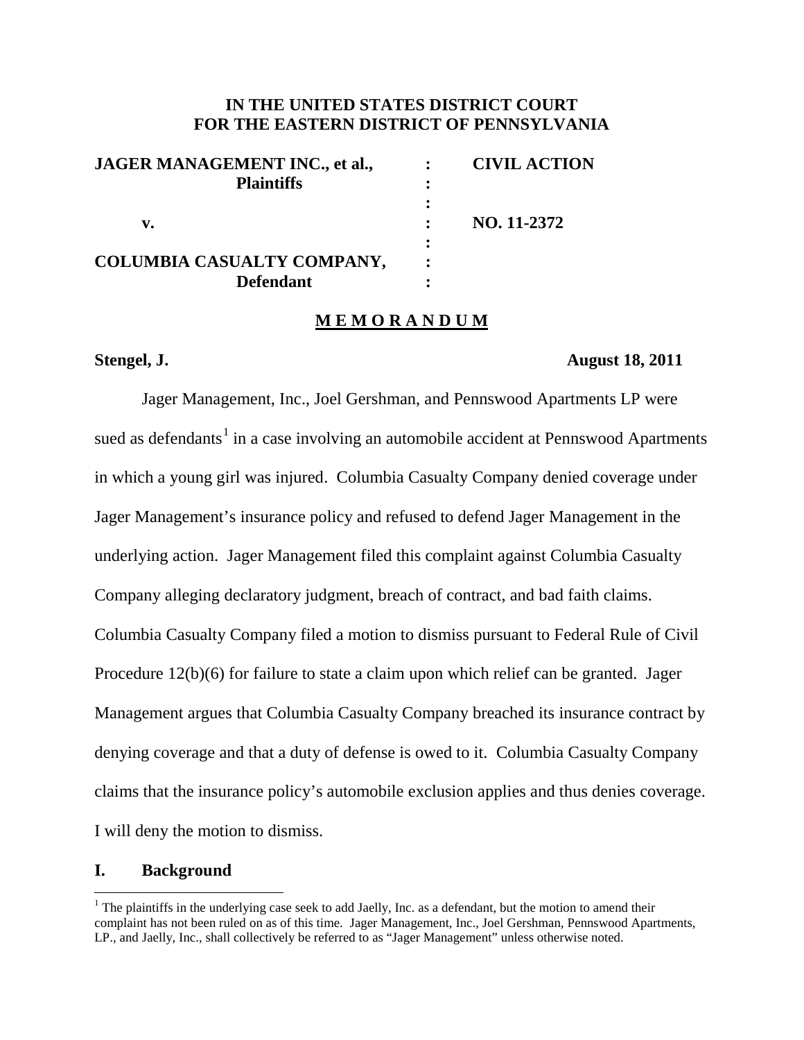**IN THE UNITED STATES DISTRICT COURT**
**FOR THE EASTERN DISTRICT OF PENNSYLVANIA**

| | | |
|---|---|---|
| **JAGER MANAGEMENT INC., et al.,** | : | **CIVIL ACTION** |
| **Plaintiffs** | : | |
| | : | |
| **v.** | : | **NO. 11-2372** |
| | : | |
| **COLUMBIA CASUALTY COMPANY,** | : | |
| **Defendant** | : | |

## M E M O R A N D U M

**Stengel, J.** **August 18, 2011**

Jager Management, Inc., Joel Gershman, and Pennswood Apartments LP were sued as defendants[1] in a case involving an automobile accident at Pennswood Apartments in which a young girl was injured. Columbia Casualty Company denied coverage under Jager Management's insurance policy and refused to defend Jager Management in the underlying action. Jager Management filed this complaint against Columbia Casualty Company alleging declaratory judgment, breach of contract, and bad faith claims. Columbia Casualty Company filed a motion to dismiss pursuant to Federal Rule of Civil Procedure 12(b)(6) for failure to state a claim upon which relief can be granted. Jager Management argues that Columbia Casualty Company breached its insurance contract by denying coverage and that a duty of defense is owed to it. Columbia Casualty Company claims that the insurance policy's automobile exclusion applies and thus denies coverage. I will deny the motion to dismiss.

## I. Background

[1] The plaintiffs in the underlying case seek to add Jaelly, Inc. as a defendant, but the motion to amend their complaint has not been ruled on as of this time. Jager Management, Inc., Joel Gershman, Pennswood Apartments, LP., and Jaelly, Inc., shall collectively be referred to as "Jager Management" unless otherwise noted.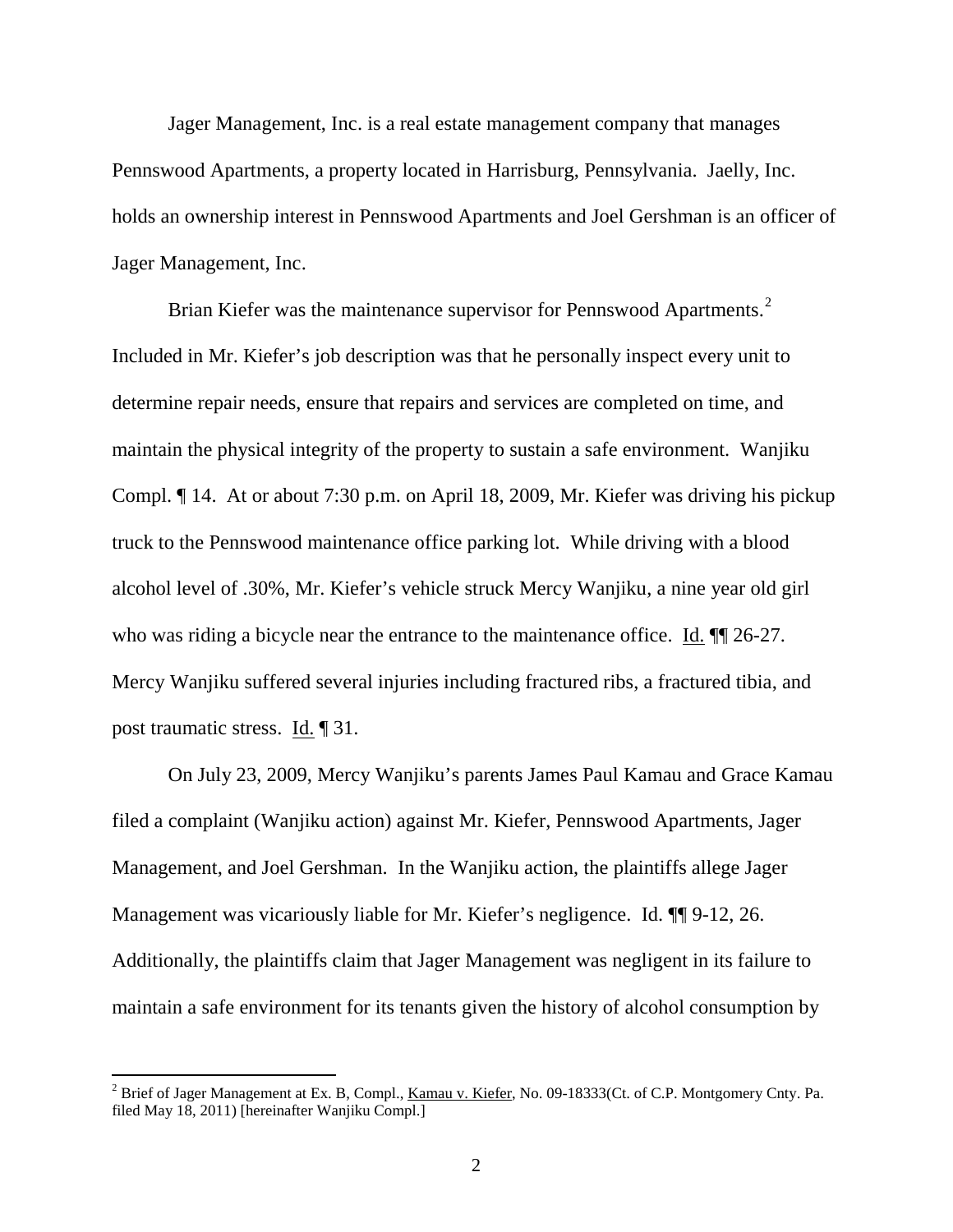Jager Management, Inc. is a real estate management company that manages Pennswood Apartments, a property located in Harrisburg, Pennsylvania. Jaelly, Inc. holds an ownership interest in Pennswood Apartments and Joel Gershman is an officer of Jager Management, Inc.

Brian Kiefer was the maintenance supervisor for Pennswood Apartments.[2] Included in Mr. Kiefer's job description was that he personally inspect every unit to determine repair needs, ensure that repairs and services are completed on time, and maintain the physical integrity of the property to sustain a safe environment. Wanjiku Compl. ¶ 14. At or about 7:30 p.m. on April 18, 2009, Mr. Kiefer was driving his pickup truck to the Pennswood maintenance office parking lot. While driving with a blood alcohol level of .30%, Mr. Kiefer's vehicle struck Mercy Wanjiku, a nine year old girl who was riding a bicycle near the entrance to the maintenance office. Id. ¶¶ 26-27. Mercy Wanjiku suffered several injuries including fractured ribs, a fractured tibia, and post traumatic stress. Id. ¶ 31.

On July 23, 2009, Mercy Wanjiku's parents James Paul Kamau and Grace Kamau filed a complaint (Wanjiku action) against Mr. Kiefer, Pennswood Apartments, Jager Management, and Joel Gershman. In the Wanjiku action, the plaintiffs allege Jager Management was vicariously liable for Mr. Kiefer's negligence. Id. ¶¶ 9-12, 26. Additionally, the plaintiffs claim that Jager Management was negligent in its failure to maintain a safe environment for its tenants given the history of alcohol consumption by

---

[2] Brief of Jager Management at Ex. B, Compl., Kamau v. Kiefer, No. 09-18333(Ct. of C.P. Montgomery Cnty. Pa. filed May 18, 2011) [hereinafter Wanjiku Compl.]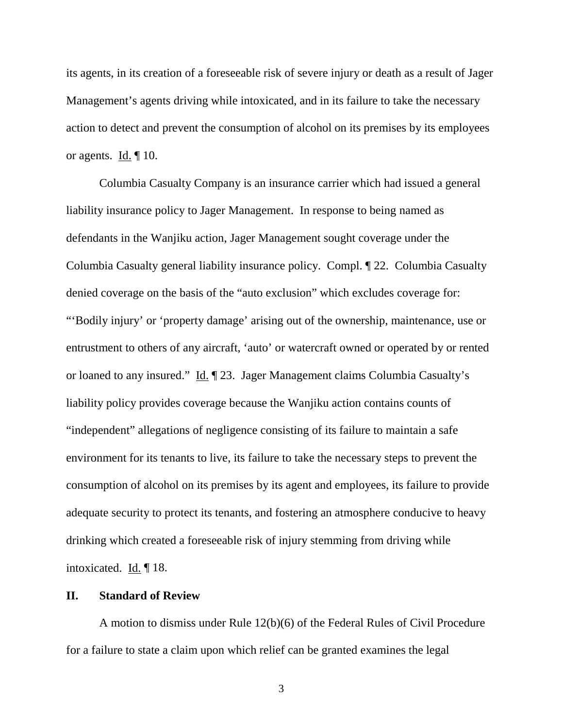its agents, in its creation of a foreseeable risk of severe injury or death as a result of Jager Management's agents driving while intoxicated, and in its failure to take the necessary action to detect and prevent the consumption of alcohol on its premises by its employees or agents. Id. ¶ 10.

Columbia Casualty Company is an insurance carrier which had issued a general liability insurance policy to Jager Management. In response to being named as defendants in the Wanjiku action, Jager Management sought coverage under the Columbia Casualty general liability insurance policy. Compl. ¶ 22. Columbia Casualty denied coverage on the basis of the "auto exclusion" which excludes coverage for: "'Bodily injury' or 'property damage' arising out of the ownership, maintenance, use or entrustment to others of any aircraft, 'auto' or watercraft owned or operated by or rented or loaned to any insured." Id. ¶ 23. Jager Management claims Columbia Casualty's liability policy provides coverage because the Wanjiku action contains counts of "independent" allegations of negligence consisting of its failure to maintain a safe environment for its tenants to live, its failure to take the necessary steps to prevent the consumption of alcohol on its premises by its agent and employees, its failure to provide adequate security to protect its tenants, and fostering an atmosphere conducive to heavy drinking which created a foreseeable risk of injury stemming from driving while intoxicated. Id. ¶ 18.

## II. Standard of Review

A motion to dismiss under Rule 12(b)(6) of the Federal Rules of Civil Procedure for a failure to state a claim upon which relief can be granted examines the legal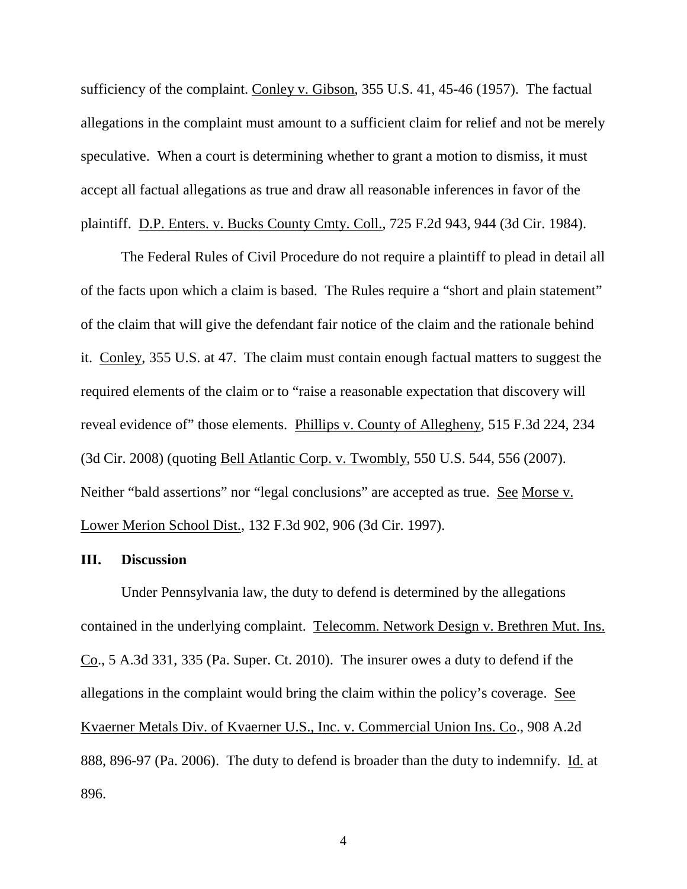sufficiency of the complaint. Conley v. Gibson, 355 U.S. 41, 45-46 (1957). The factual allegations in the complaint must amount to a sufficient claim for relief and not be merely speculative. When a court is determining whether to grant a motion to dismiss, it must accept all factual allegations as true and draw all reasonable inferences in favor of the plaintiff. D.P. Enters. v. Bucks County Cmty. Coll., 725 F.2d 943, 944 (3d Cir. 1984).

The Federal Rules of Civil Procedure do not require a plaintiff to plead in detail all of the facts upon which a claim is based. The Rules require a "short and plain statement" of the claim that will give the defendant fair notice of the claim and the rationale behind it. Conley, 355 U.S. at 47. The claim must contain enough factual matters to suggest the required elements of the claim or to "raise a reasonable expectation that discovery will reveal evidence of" those elements. Phillips v. County of Allegheny, 515 F.3d 224, 234 (3d Cir. 2008) (quoting Bell Atlantic Corp. v. Twombly, 550 U.S. 544, 556 (2007). Neither "bald assertions" nor "legal conclusions" are accepted as true. See Morse v. Lower Merion School Dist., 132 F.3d 902, 906 (3d Cir. 1997).

## III. Discussion

Under Pennsylvania law, the duty to defend is determined by the allegations contained in the underlying complaint. Telecomm. Network Design v. Brethren Mut. Ins. Co., 5 A.3d 331, 335 (Pa. Super. Ct. 2010). The insurer owes a duty to defend if the allegations in the complaint would bring the claim within the policy's coverage. See Kvaerner Metals Div. of Kvaerner U.S., Inc. v. Commercial Union Ins. Co., 908 A.2d 888, 896-97 (Pa. 2006). The duty to defend is broader than the duty to indemnify. Id. at 896.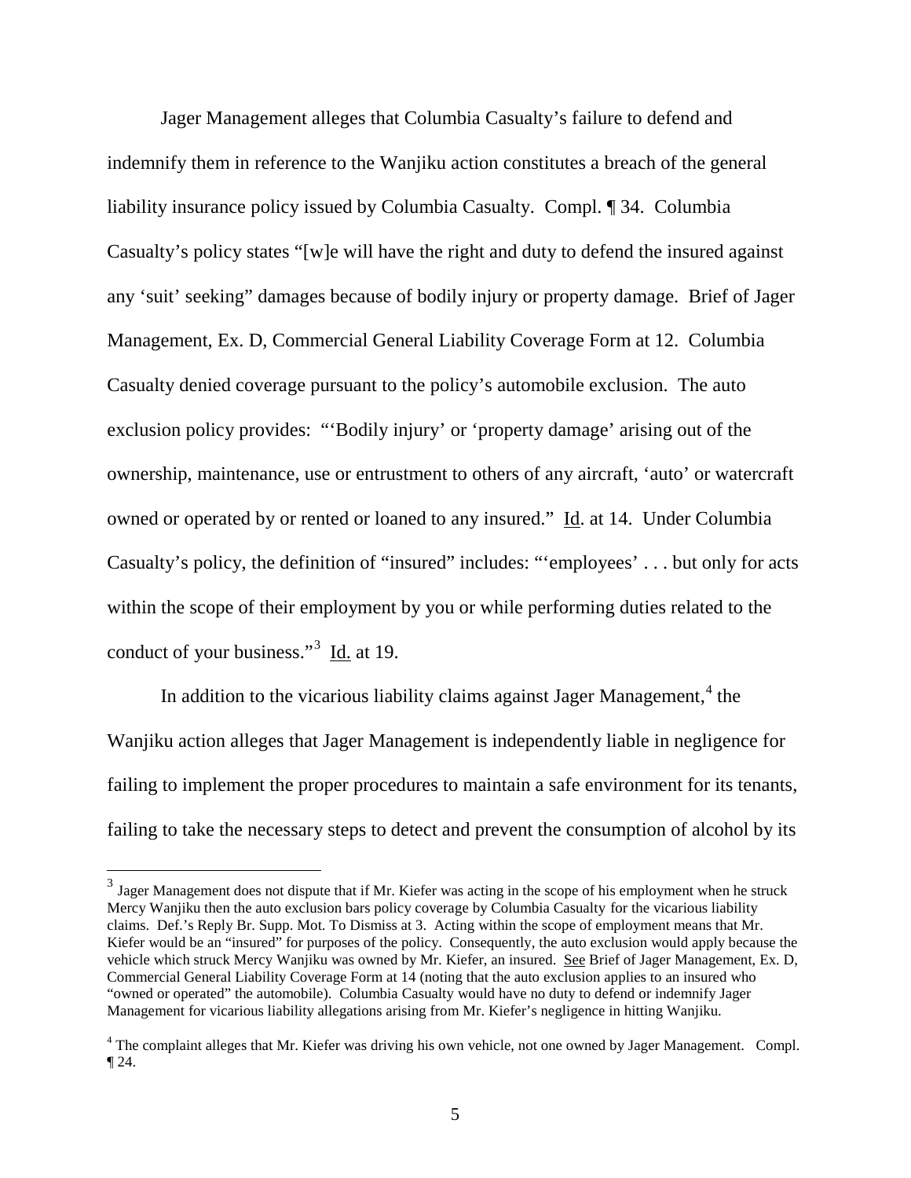Jager Management alleges that Columbia Casualty's failure to defend and indemnify them in reference to the Wanjiku action constitutes a breach of the general liability insurance policy issued by Columbia Casualty. Compl. ¶ 34. Columbia Casualty's policy states "[w]e will have the right and duty to defend the insured against any 'suit' seeking" damages because of bodily injury or property damage. Brief of Jager Management, Ex. D, Commercial General Liability Coverage Form at 12. Columbia Casualty denied coverage pursuant to the policy's automobile exclusion. The auto exclusion policy provides: "'Bodily injury' or 'property damage' arising out of the ownership, maintenance, use or entrustment to others of any aircraft, 'auto' or watercraft owned or operated by or rented or loaned to any insured." Id. at 14. Under Columbia Casualty's policy, the definition of "insured" includes: "'employees' . . . but only for acts within the scope of their employment by you or while performing duties related to the conduct of your business."[3] Id. at 19.

In addition to the vicarious liability claims against Jager Management,[4] the Wanjiku action alleges that Jager Management is independently liable in negligence for failing to implement the proper procedures to maintain a safe environment for its tenants, failing to take the necessary steps to detect and prevent the consumption of alcohol by its

---

[3] Jager Management does not dispute that if Mr. Kiefer was acting in the scope of his employment when he struck Mercy Wanjiku then the auto exclusion bars policy coverage by Columbia Casualty for the vicarious liability claims. Def.'s Reply Br. Supp. Mot. To Dismiss at 3. Acting within the scope of employment means that Mr. Kiefer would be an "insured" for purposes of the policy. Consequently, the auto exclusion would apply because the vehicle which struck Mercy Wanjiku was owned by Mr. Kiefer, an insured. See Brief of Jager Management, Ex. D, Commercial General Liability Coverage Form at 14 (noting that the auto exclusion applies to an insured who "owned or operated" the automobile). Columbia Casualty would have no duty to defend or indemnify Jager Management for vicarious liability allegations arising from Mr. Kiefer's negligence in hitting Wanjiku.

[4] The complaint alleges that Mr. Kiefer was driving his own vehicle, not one owned by Jager Management. Compl. ¶ 24.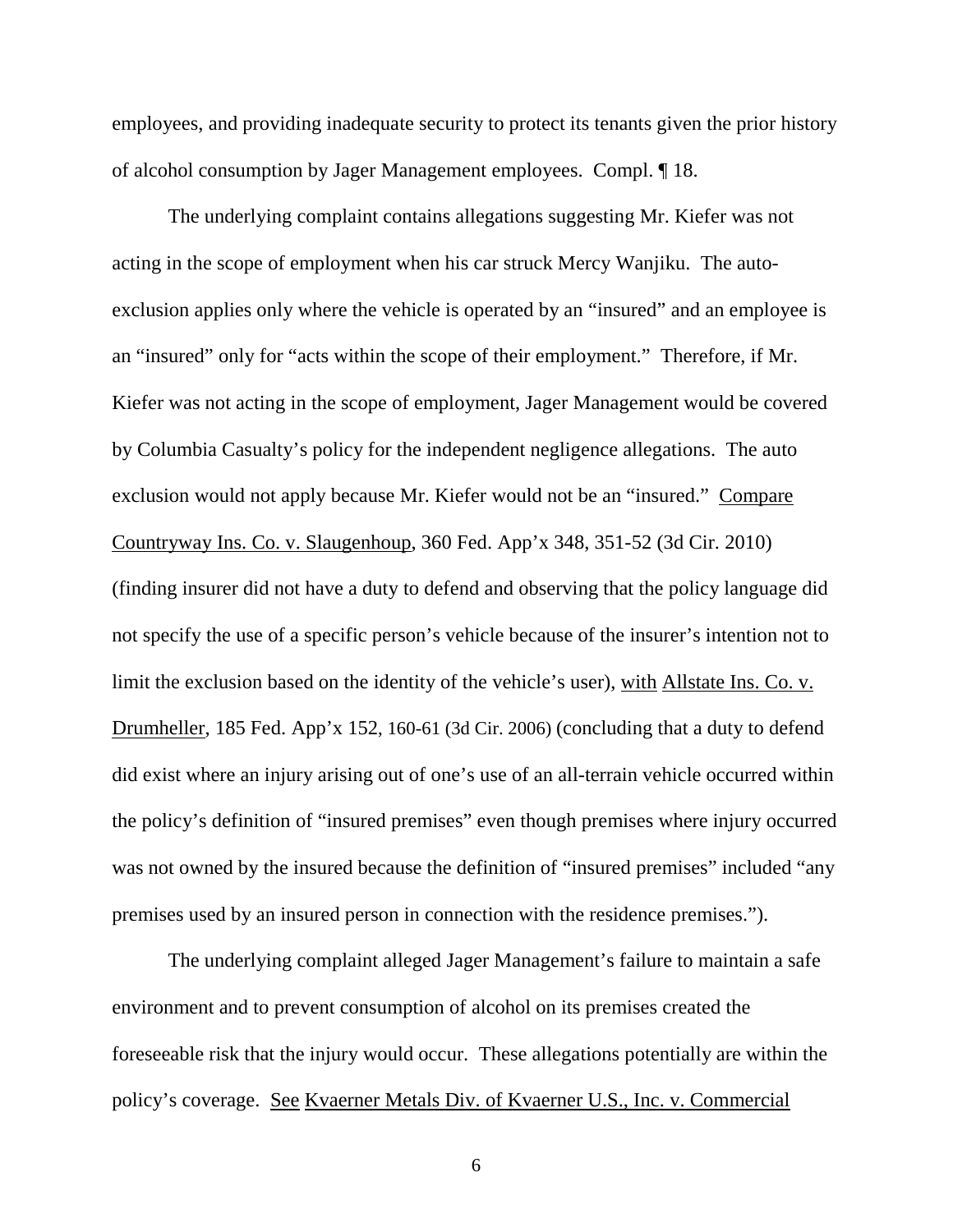employees, and providing inadequate security to protect its tenants given the prior history of alcohol consumption by Jager Management employees. Compl. ¶ 18.

The underlying complaint contains allegations suggesting Mr. Kiefer was not acting in the scope of employment when his car struck Mercy Wanjiku. The auto-exclusion applies only where the vehicle is operated by an "insured" and an employee is an "insured" only for "acts within the scope of their employment." Therefore, if Mr. Kiefer was not acting in the scope of employment, Jager Management would be covered by Columbia Casualty's policy for the independent negligence allegations. The auto exclusion would not apply because Mr. Kiefer would not be an "insured." Compare Countryway Ins. Co. v. Slaugenhoup, 360 Fed. App'x 348, 351-52 (3d Cir. 2010) (finding insurer did not have a duty to defend and observing that the policy language did not specify the use of a specific person's vehicle because of the insurer's intention not to limit the exclusion based on the identity of the vehicle's user), with Allstate Ins. Co. v. Drumheller, 185 Fed. App'x 152, 160-61 (3d Cir. 2006) (concluding that a duty to defend did exist where an injury arising out of one's use of an all-terrain vehicle occurred within the policy's definition of "insured premises" even though premises where injury occurred was not owned by the insured because the definition of "insured premises" included "any premises used by an insured person in connection with the residence premises.").

The underlying complaint alleged Jager Management's failure to maintain a safe environment and to prevent consumption of alcohol on its premises created the foreseeable risk that the injury would occur. These allegations potentially are within the policy's coverage. See Kvaerner Metals Div. of Kvaerner U.S., Inc. v. Commercial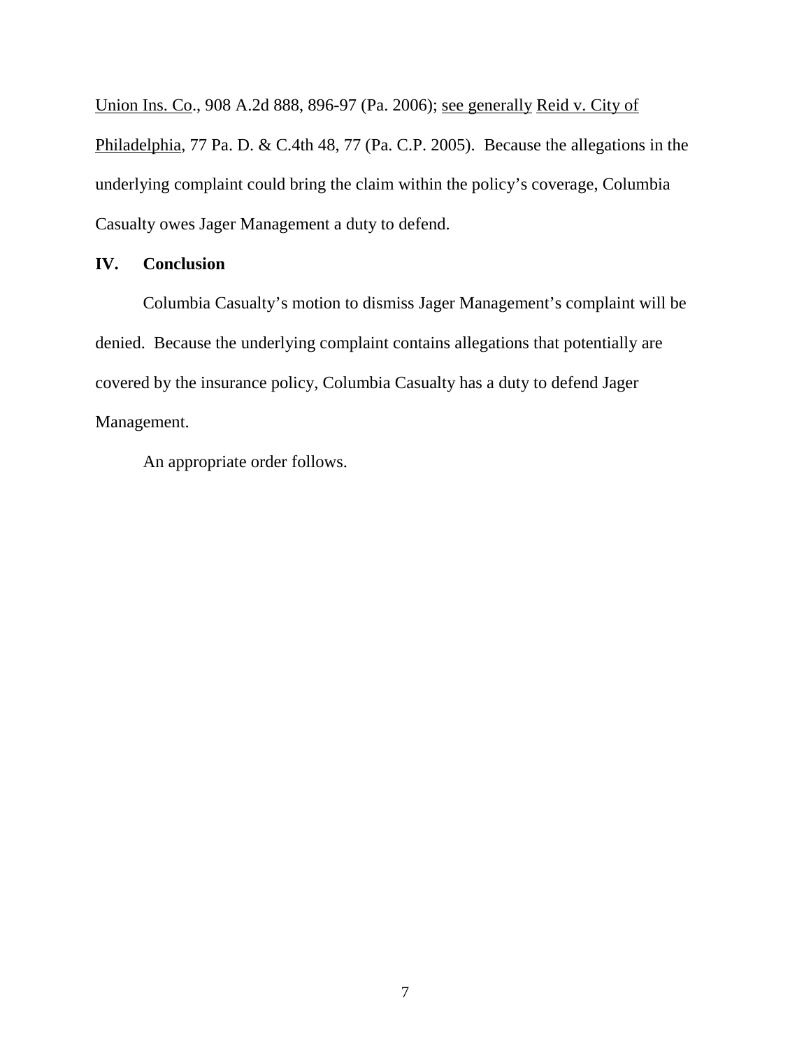Union Ins. Co., 908 A.2d 888, 896-97 (Pa. 2006); see generally Reid v. City of Philadelphia, 77 Pa. D. & C.4th 48, 77 (Pa. C.P. 2005). Because the allegations in the underlying complaint could bring the claim within the policy's coverage, Columbia Casualty owes Jager Management a duty to defend.

## IV. Conclusion

Columbia Casualty's motion to dismiss Jager Management's complaint will be denied. Because the underlying complaint contains allegations that potentially are covered by the insurance policy, Columbia Casualty has a duty to defend Jager Management.

An appropriate order follows.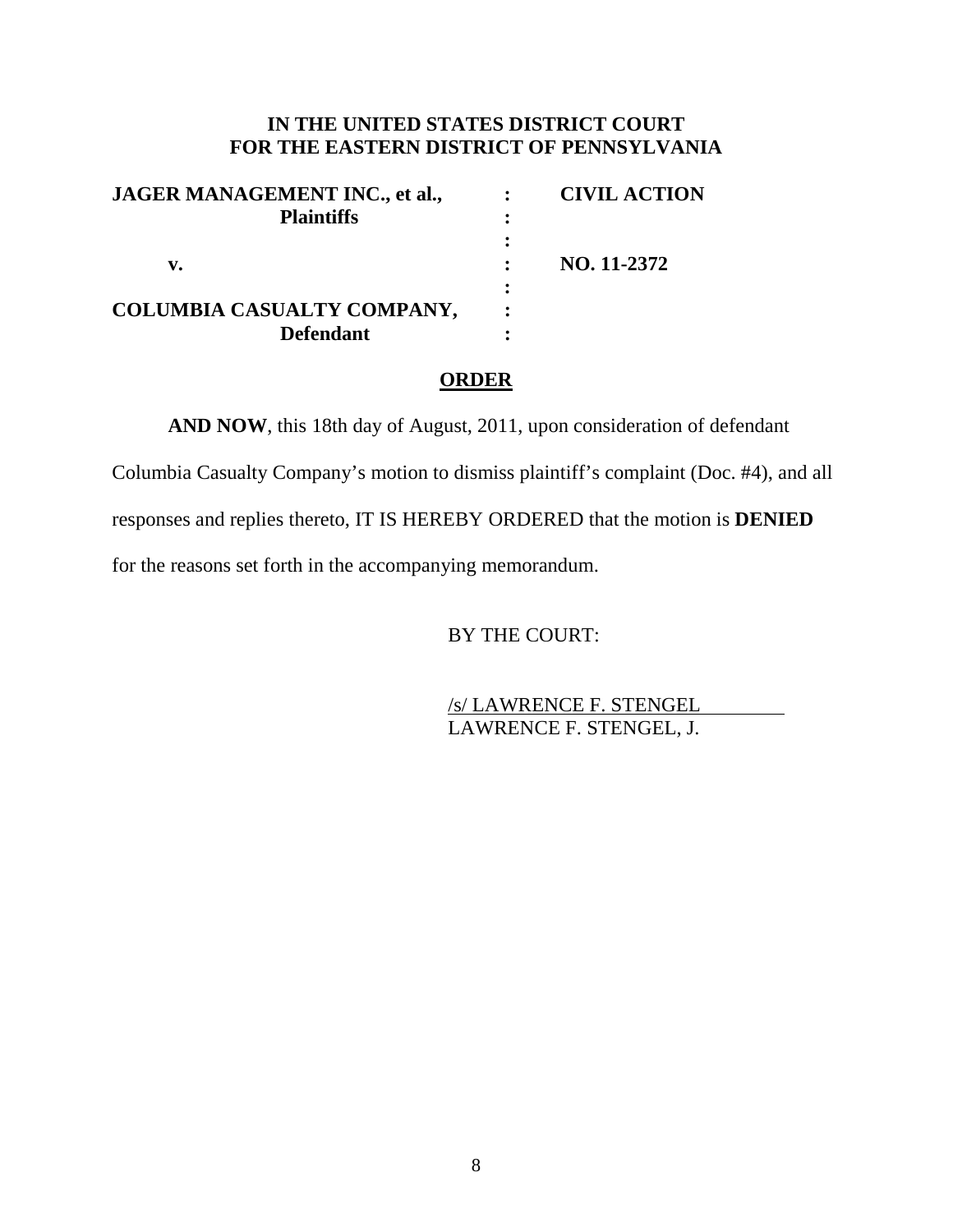**IN THE UNITED STATES DISTRICT COURT**
**FOR THE EASTERN DISTRICT OF PENNSYLVANIA**

| | | |
|---|---|---|
| **JAGER MANAGEMENT INC., et al.,** | **:** | **CIVIL ACTION** |
| **Plaintiffs** | **:** | |
| | **:** | |
| **v.** | **:** | **NO. 11-2372** |
| | **:** | |
| **COLUMBIA CASUALTY COMPANY,** | **:** | |
| **Defendant** | **:** | |

**ORDER**

**AND NOW**, this 18th day of August, 2011, upon consideration of defendant Columbia Casualty Company's motion to dismiss plaintiff's complaint (Doc. #4), and all responses and replies thereto, IT IS HEREBY ORDERED that the motion is **DENIED** for the reasons set forth in the accompanying memorandum.

BY THE COURT:

/s/ LAWRENCE F. STENGEL
LAWRENCE F. STENGEL, J.